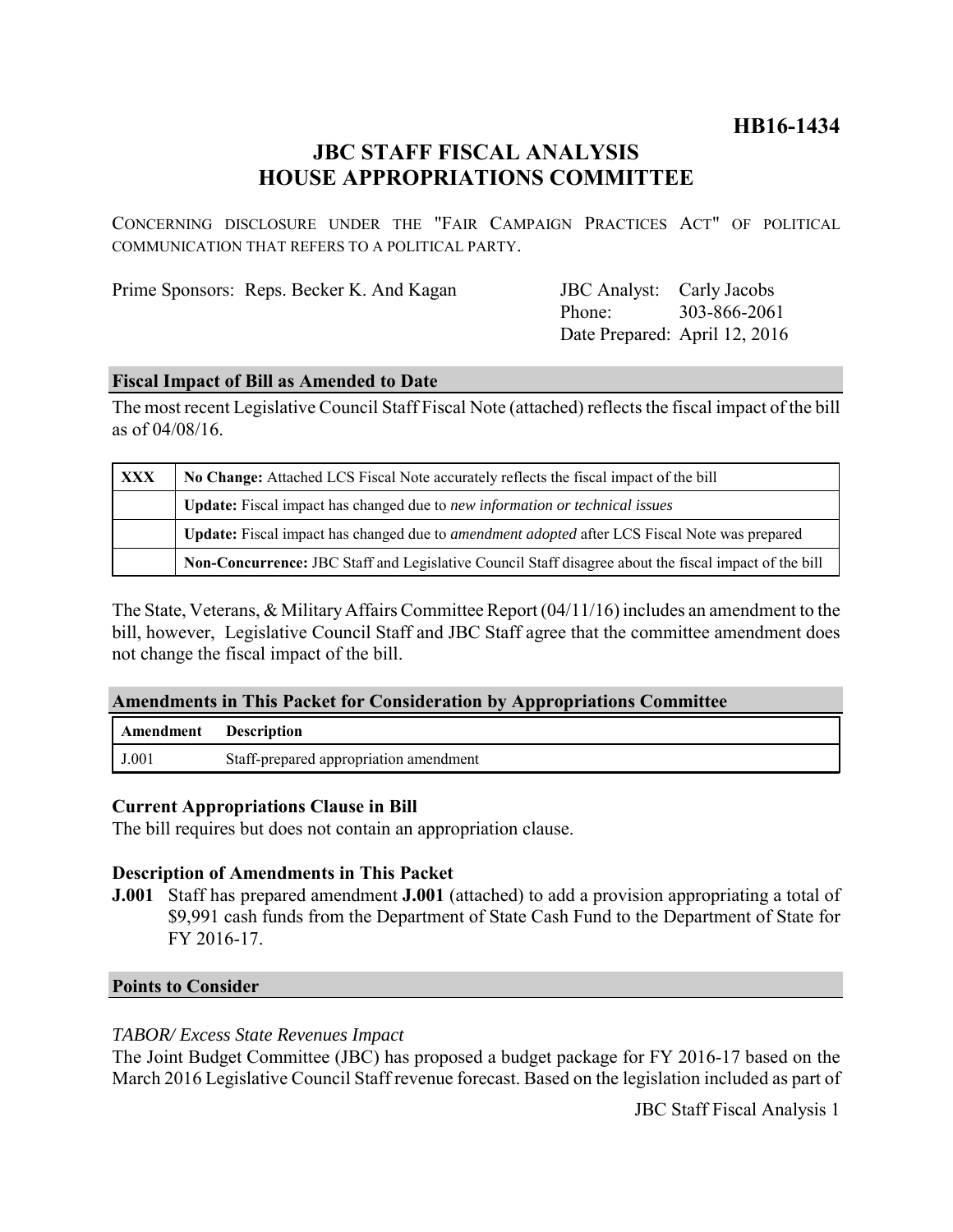**HB16-1434**

# JBC STAFF FISCAL ANALYSIS
# HOUSE APPROPRIATIONS COMMITTEE

CONCERNING DISCLOSURE UNDER THE "FAIR CAMPAIGN PRACTICES ACT" OF POLITICAL COMMUNICATION THAT REFERS TO A POLITICAL PARTY.

Prime Sponsors: Reps. Becker K. And Kagan

JBC Analyst: Carly Jacobs
Phone: 303-866-2061
Date Prepared: April 12, 2016

## Fiscal Impact of Bill as Amended to Date

The most recent Legislative Council Staff Fiscal Note (attached) reflects the fiscal impact of the bill as of 04/08/16.

| | |
|---|---|
| XXX | **No Change:** Attached LCS Fiscal Note accurately reflects the fiscal impact of the bill |
| | **Update:** Fiscal impact has changed due to *new information or technical issues* |
| | **Update:** Fiscal impact has changed due to *amendment adopted* after LCS Fiscal Note was prepared |
| | **Non-Concurrence:** JBC Staff and Legislative Council Staff disagree about the fiscal impact of the bill |

The State, Veterans, & Military Affairs Committee Report (04/11/16) includes an amendment to the bill, however, Legislative Council Staff and JBC Staff agree that the committee amendment does not change the fiscal impact of the bill.

## Amendments in This Packet for Consideration by Appropriations Committee

| Amendment | Description |
|---|---|
| J.001 | Staff-prepared appropriation amendment |

### Current Appropriations Clause in Bill

The bill requires but does not contain an appropriation clause.

### Description of Amendments in This Packet

**J.001** Staff has prepared amendment **J.001** (attached) to add a provision appropriating a total of $9,991 cash funds from the Department of State Cash Fund to the Department of State for FY 2016-17.

## Points to Consider

*TABOR/ Excess State Revenues Impact*

The Joint Budget Committee (JBC) has proposed a budget package for FY 2016-17 based on the March 2016 Legislative Council Staff revenue forecast. Based on the legislation included as part of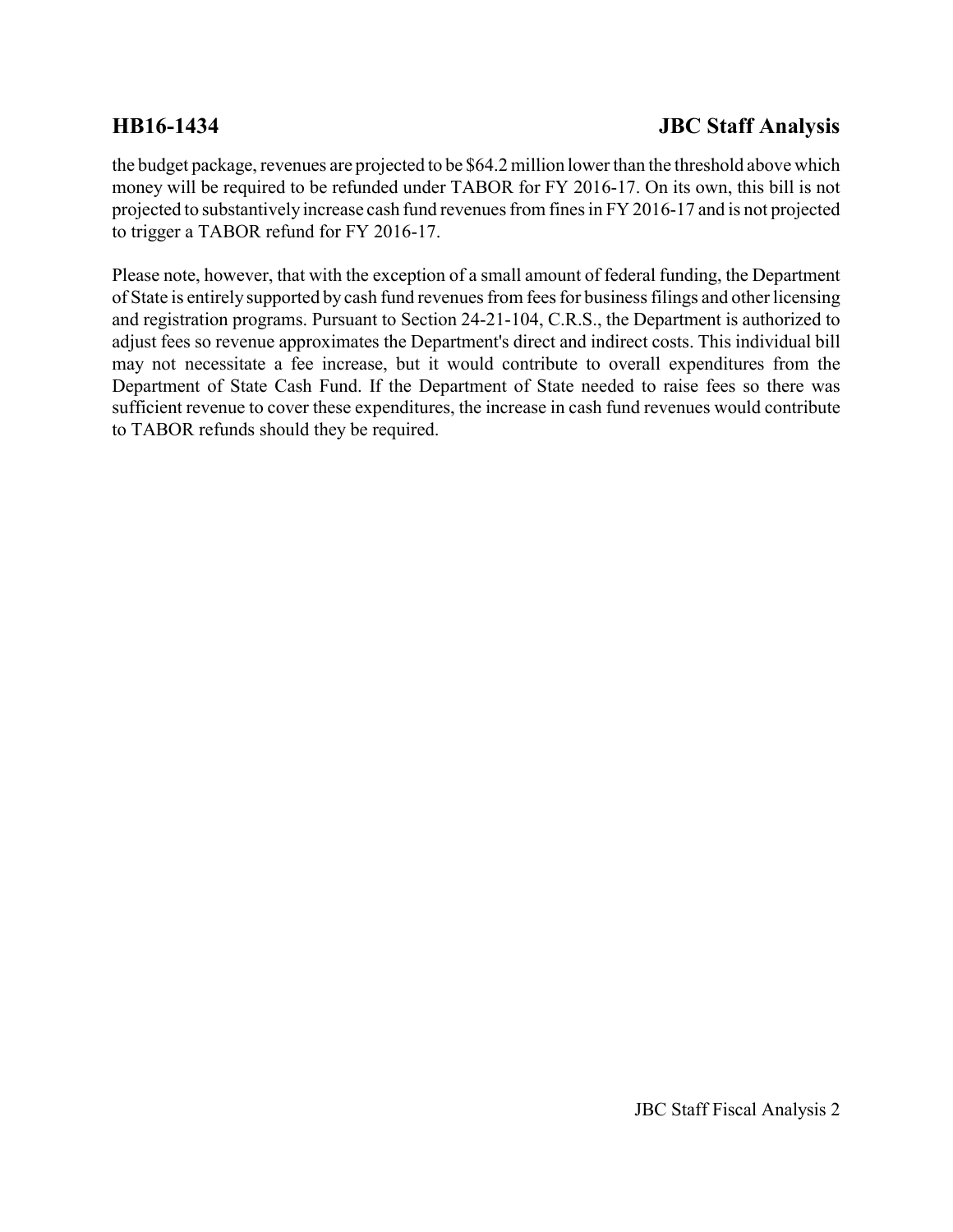the budget package, revenues are projected to be $64.2 million lower than the threshold above which money will be required to be refunded under TABOR for FY 2016-17. On its own, this bill is not projected to substantively increase cash fund revenues from fines in FY 2016-17 and is not projected to trigger a TABOR refund for FY 2016-17.

Please note, however, that with the exception of a small amount of federal funding, the Department of State is entirely supported by cash fund revenues from fees for business filings and other licensing and registration programs. Pursuant to Section 24-21-104, C.R.S., the Department is authorized to adjust fees so revenue approximates the Department's direct and indirect costs. This individual bill may not necessitate a fee increase, but it would contribute to overall expenditures from the Department of State Cash Fund. If the Department of State needed to raise fees so there was sufficient revenue to cover these expenditures, the increase in cash fund revenues would contribute to TABOR refunds should they be required.